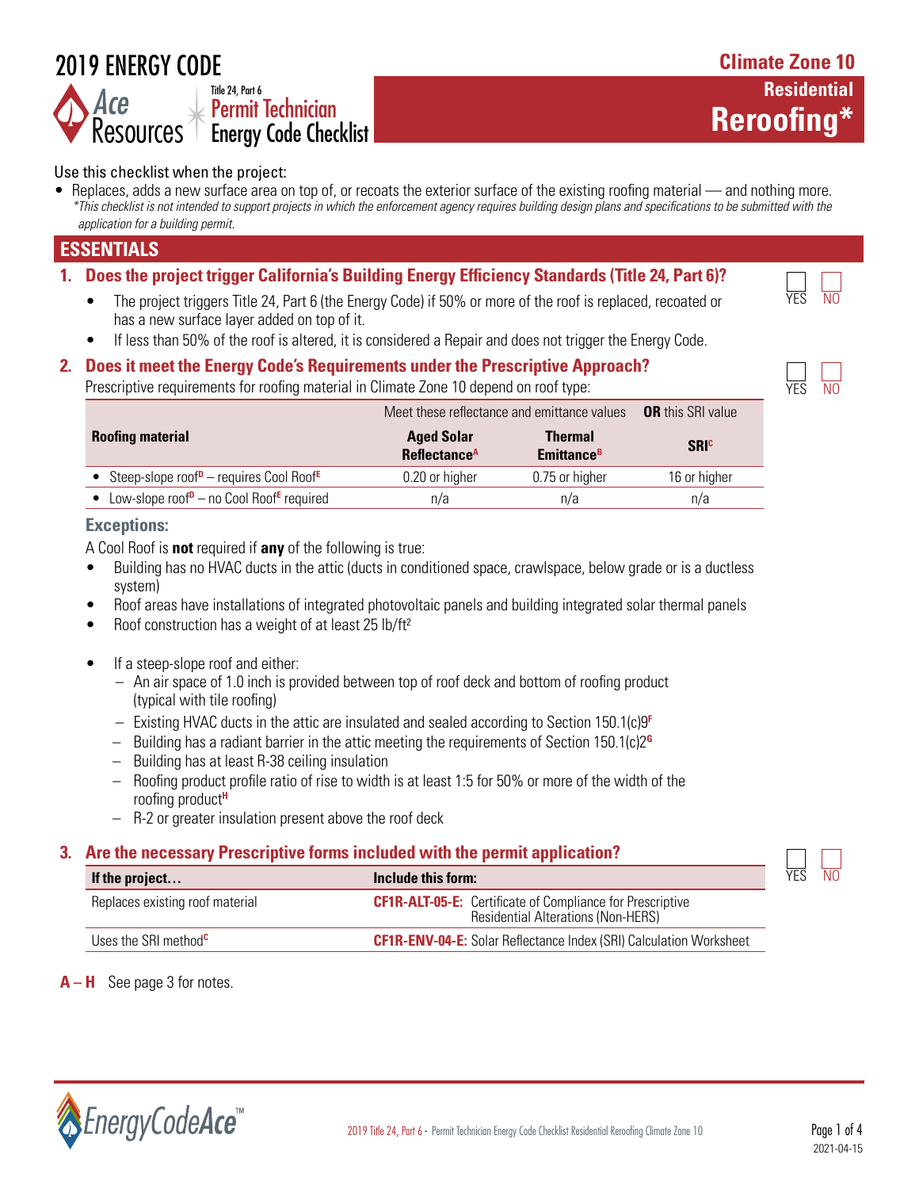# 2019 ENERGY CODE

Ace Resources — Title 24, Part 6 Permit Technician Energy Code Checklist

**Climate Zone 10**
**Residential**
**Reroofing***

Use this checklist when the project:

- Replaces, adds a new surface area on top of, or recoats the exterior surface of the existing roofing material — and nothing more.
  *\*This checklist is not intended to support projects in which the enforcement agency requires building design plans and specifications to be submitted with the application for a building permit.*

## ESSENTIALS

### 1. Does the project trigger California's Building Energy Efficiency Standards (Title 24, Part 6)?

☐ YES ☐ NO

- The project triggers Title 24, Part 6 (the Energy Code) if 50% or more of the roof is replaced, recoated or has a new surface layer added on top of it.
- If less than 50% of the roof is altered, it is considered a Repair and does not trigger the Energy Code.

### 2. Does it meet the Energy Code's Requirements under the Prescriptive Approach?

☐ YES ☐ NO

Prescriptive requirements for roofing material in Climate Zone 10 depend on roof type:

| | Meet these reflectance and emittance values | | **OR** this SRI value |
|---|---|---|---|
| **Roofing material** | **Aged Solar Reflectance**[A] | **Thermal Emittance**[B] | **SRI**[C] |
| • Steep-slope roof[D] – requires Cool Roof[E] | 0.20 or higher | 0.75 or higher | 16 or higher |
| • Low-slope roof[D] – no Cool Roof[E] required | n/a | n/a | n/a |

**Exceptions:**

A Cool Roof is **not** required if **any** of the following is true:

- Building has no HVAC ducts in the attic (ducts in conditioned space, crawlspace, below grade or is a ductless system)
- Roof areas have installations of integrated photovoltaic panels and building integrated solar thermal panels
- Roof construction has a weight of at least 25 lb/ft²
- If a steep-slope roof and either:
  - An air space of 1.0 inch is provided between top of roof deck and bottom of roofing product (typical with tile roofing)
  - Existing HVAC ducts in the attic are insulated and sealed according to Section 150.1(c)9[F]
  - Building has a radiant barrier in the attic meeting the requirements of Section 150.1(c)2[G]
  - Building has at least R-38 ceiling insulation
  - Roofing product profile ratio of rise to width is at least 1:5 for 50% or more of the width of the roofing product[H]
  - R-2 or greater insulation present above the roof deck

### 3. Are the necessary Prescriptive forms included with the permit application?

☐ YES ☐ NO

| If the project… | Include this form: |
|---|---|
| Replaces existing roof material | **CF1R-ALT-05-E:** Certificate of Compliance for Prescriptive Residential Alterations (Non-HERS) |
| Uses the SRI method[C] | **CF1R-ENV-04-E:** Solar Reflectance Index (SRI) Calculation Worksheet |

**A – H** See page 3 for notes.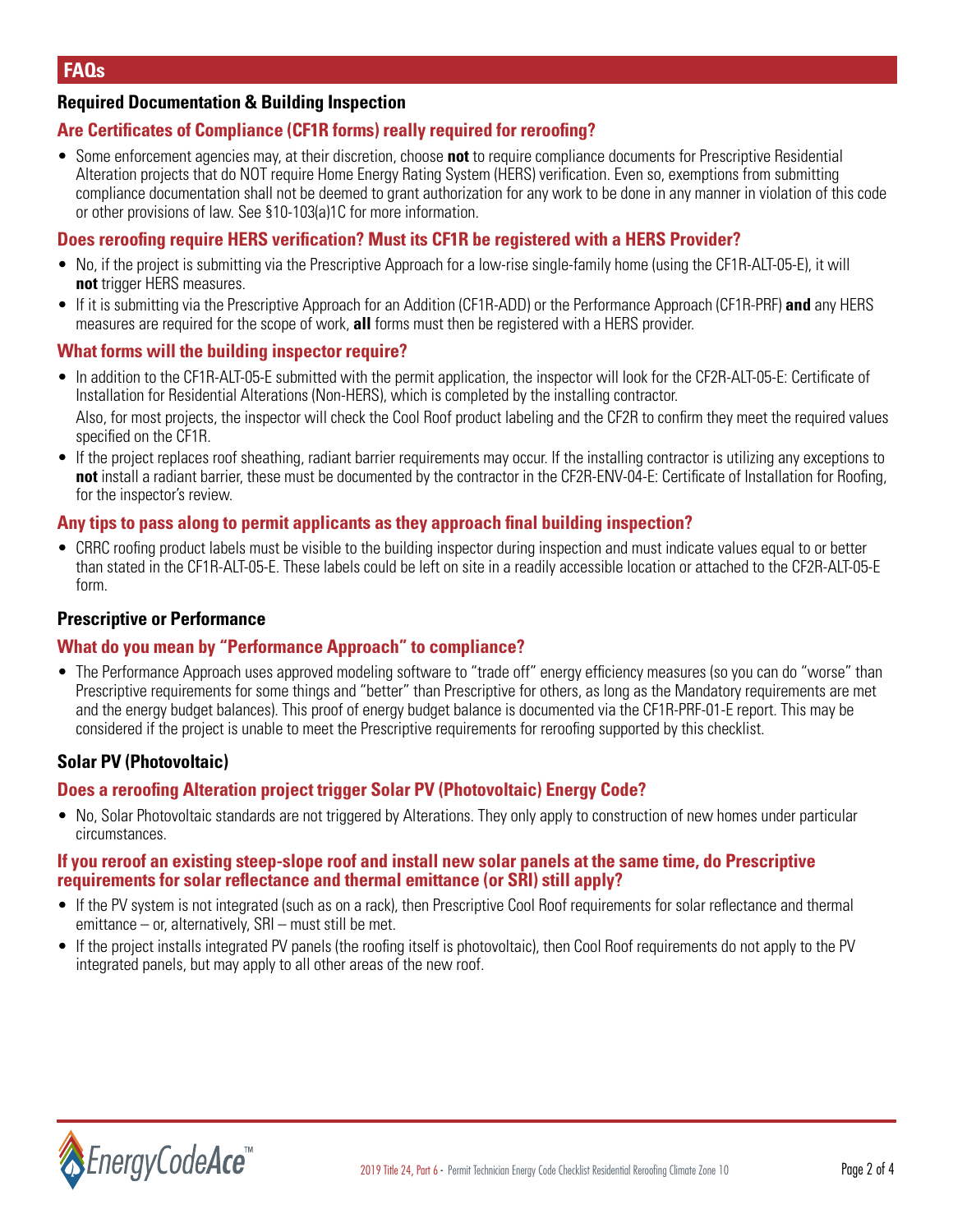## FAQs

### Required Documentation & Building Inspection

#### Are Certificates of Compliance (CF1R forms) really required for reroofing?

- Some enforcement agencies may, at their discretion, choose **not** to require compliance documents for Prescriptive Residential Alteration projects that do NOT require Home Energy Rating System (HERS) verification. Even so, exemptions from submitting compliance documentation shall not be deemed to grant authorization for any work to be done in any manner in violation of this code or other provisions of law. See §10-103(a)1C for more information.

#### Does reroofing require HERS verification? Must its CF1R be registered with a HERS Provider?

- No, if the project is submitting via the Prescriptive Approach for a low-rise single-family home (using the CF1R-ALT-05-E), it will **not** trigger HERS measures.
- If it is submitting via the Prescriptive Approach for an Addition (CF1R-ADD) or the Performance Approach (CF1R-PRF) **and** any HERS measures are required for the scope of work, **all** forms must then be registered with a HERS provider.

#### What forms will the building inspector require?

- In addition to the CF1R-ALT-05-E submitted with the permit application, the inspector will look for the CF2R-ALT-05-E: Certificate of Installation for Residential Alterations (Non-HERS), which is completed by the installing contractor.
  
  Also, for most projects, the inspector will check the Cool Roof product labeling and the CF2R to confirm they meet the required values specified on the CF1R.
- If the project replaces roof sheathing, radiant barrier requirements may occur. If the installing contractor is utilizing any exceptions to **not** install a radiant barrier, these must be documented by the contractor in the CF2R-ENV-04-E: Certificate of Installation for Roofing, for the inspector's review.

#### Any tips to pass along to permit applicants as they approach final building inspection?

- CRRC roofing product labels must be visible to the building inspector during inspection and must indicate values equal to or better than stated in the CF1R-ALT-05-E. These labels could be left on site in a readily accessible location or attached to the CF2R-ALT-05-E form.

### Prescriptive or Performance

#### What do you mean by "Performance Approach" to compliance?

- The Performance Approach uses approved modeling software to "trade off" energy efficiency measures (so you can do "worse" than Prescriptive requirements for some things and "better" than Prescriptive for others, as long as the Mandatory requirements are met and the energy budget balances). This proof of energy budget balance is documented via the CF1R-PRF-01-E report. This may be considered if the project is unable to meet the Prescriptive requirements for reroofing supported by this checklist.

### Solar PV (Photovoltaic)

#### Does a reroofing Alteration project trigger Solar PV (Photovoltaic) Energy Code?

- No, Solar Photovoltaic standards are not triggered by Alterations. They only apply to construction of new homes under particular circumstances.

#### If you reroof an existing steep-slope roof and install new solar panels at the same time, do Prescriptive requirements for solar reflectance and thermal emittance (or SRI) still apply?

- If the PV system is not integrated (such as on a rack), then Prescriptive Cool Roof requirements for solar reflectance and thermal emittance – or, alternatively, SRI – must still be met.
- If the project installs integrated PV panels (the roofing itself is photovoltaic), then Cool Roof requirements do not apply to the PV integrated panels, but may apply to all other areas of the new roof.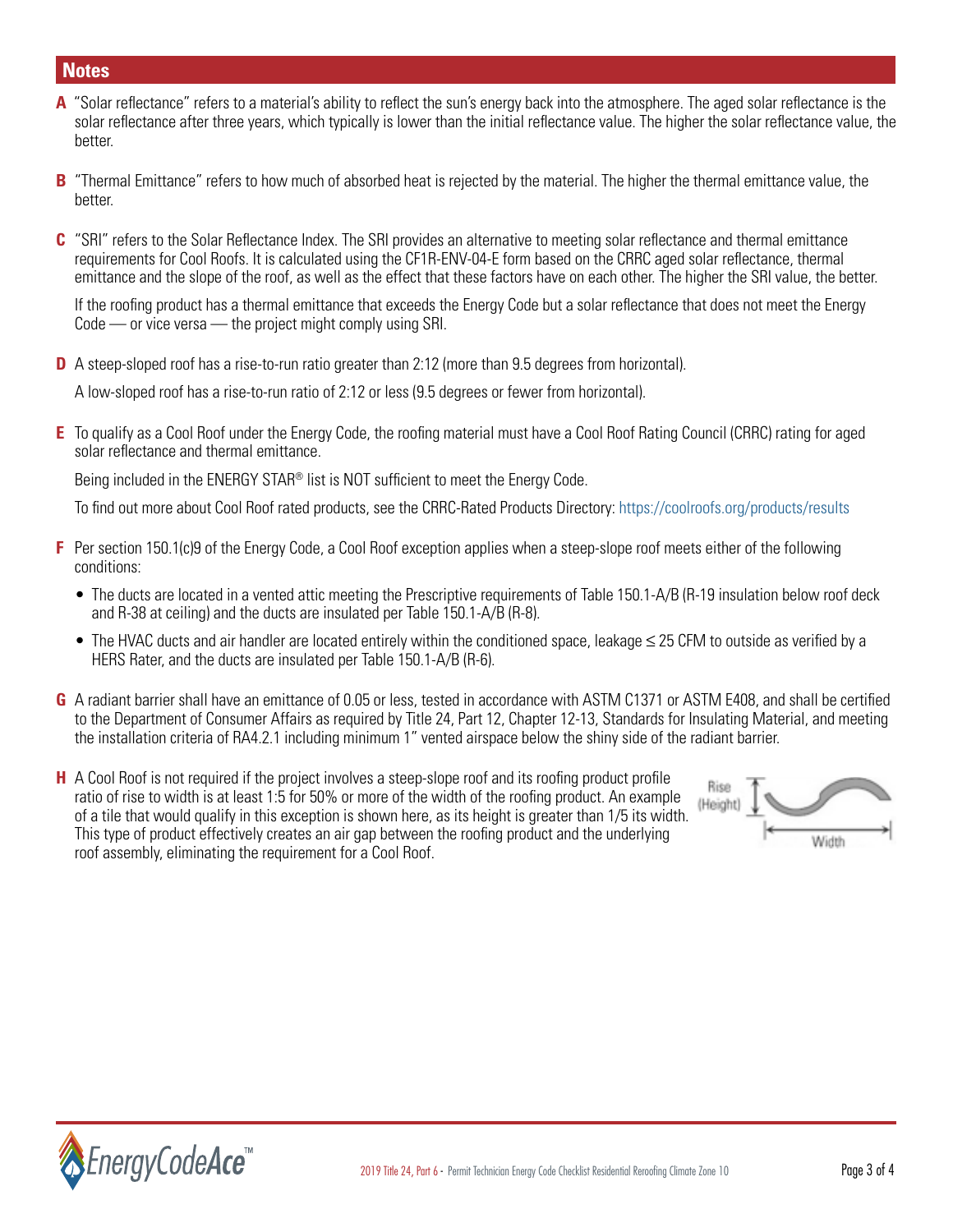## Notes

**A** "Solar reflectance" refers to a material's ability to reflect the sun's energy back into the atmosphere. The aged solar reflectance is the solar reflectance after three years, which typically is lower than the initial reflectance value. The higher the solar reflectance value, the better.

**B** "Thermal Emittance" refers to how much of absorbed heat is rejected by the material. The higher the thermal emittance value, the better.

**C** "SRI" refers to the Solar Reflectance Index. The SRI provides an alternative to meeting solar reflectance and thermal emittance requirements for Cool Roofs. It is calculated using the CF1R-ENV-04-E form based on the CRRC aged solar reflectance, thermal emittance and the slope of the roof, as well as the effect that these factors have on each other. The higher the SRI value, the better.

If the roofing product has a thermal emittance that exceeds the Energy Code but a solar reflectance that does not meet the Energy Code — or vice versa — the project might comply using SRI.

**D** A steep-sloped roof has a rise-to-run ratio greater than 2:12 (more than 9.5 degrees from horizontal).

A low-sloped roof has a rise-to-run ratio of 2:12 or less (9.5 degrees or fewer from horizontal).

**E** To qualify as a Cool Roof under the Energy Code, the roofing material must have a Cool Roof Rating Council (CRRC) rating for aged solar reflectance and thermal emittance.

Being included in the ENERGY STAR® list is NOT sufficient to meet the Energy Code.

To find out more about Cool Roof rated products, see the CRRC-Rated Products Directory: https://coolroofs.org/products/results

**F** Per section 150.1(c)9 of the Energy Code, a Cool Roof exception applies when a steep-slope roof meets either of the following conditions:

- The ducts are located in a vented attic meeting the Prescriptive requirements of Table 150.1-A/B (R-19 insulation below roof deck and R-38 at ceiling) and the ducts are insulated per Table 150.1-A/B (R-8).
- The HVAC ducts and air handler are located entirely within the conditioned space, leakage ≤ 25 CFM to outside as verified by a HERS Rater, and the ducts are insulated per Table 150.1-A/B (R-6).

**G** A radiant barrier shall have an emittance of 0.05 or less, tested in accordance with ASTM C1371 or ASTM E408, and shall be certified to the Department of Consumer Affairs as required by Title 24, Part 12, Chapter 12-13, Standards for Insulating Material, and meeting the installation criteria of RA4.2.1 including minimum 1" vented airspace below the shiny side of the radiant barrier.

**H** A Cool Roof is not required if the project involves a steep-slope roof and its roofing product profile ratio of rise to width is at least 1:5 for 50% or more of the width of the roofing product. An example of a tile that would qualify in this exception is shown here, as its height is greater than 1/5 its width. This type of product effectively creates an air gap between the roofing product and the underlying roof assembly, eliminating the requirement for a Cool Roof.

Rise (Height)

Width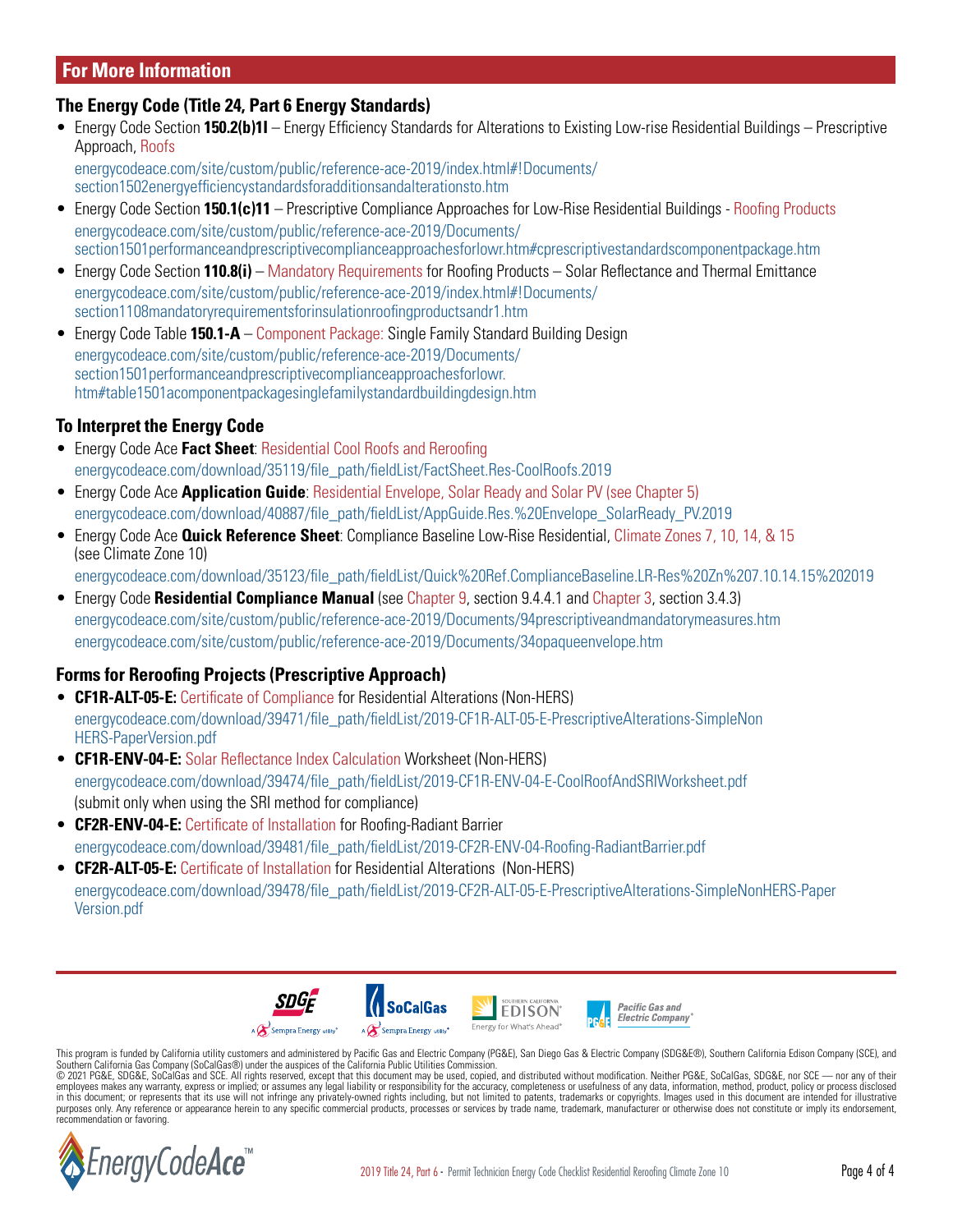## For More Information

### The Energy Code (Title 24, Part 6 Energy Standards)

- Energy Code Section **150.2(b)1I** – Energy Efficiency Standards for Alterations to Existing Low-rise Residential Buildings – Prescriptive Approach, Roofs
  energycodeace.com/site/custom/public/reference-ace-2019/index.html#!Documents/section1502energyefficiencystandardsforadditionsandalterationsto.htm
- Energy Code Section **150.1(c)11** – Prescriptive Compliance Approaches for Low-Rise Residential Buildings - Roofing Products
  energycodeace.com/site/custom/public/reference-ace-2019/Documents/section1501performanceandprescriptivecomplianceapproachesforlowr.htm#cprescriptivestandardscomponentpackage.htm
- Energy Code Section **110.8(i)** – Mandatory Requirements for Roofing Products – Solar Reflectance and Thermal Emittance
  energycodeace.com/site/custom/public/reference-ace-2019/index.html#!Documents/section1108mandatoryrequirementsforinsulationroofingproductsandr1.htm
- Energy Code Table **150.1-A** – Component Package: Single Family Standard Building Design
  energycodeace.com/site/custom/public/reference-ace-2019/Documents/section1501performanceandprescriptivecomplianceapproachesforlowr.htm#table1501acomponentpackagesinglefamilystandardbuildingdesign.htm

### To Interpret the Energy Code

- Energy Code Ace **Fact Sheet**: Residential Cool Roofs and Reroofing
  energycodeace.com/download/35119/file_path/fieldList/FactSheet.Res-CoolRoofs.2019
- Energy Code Ace **Application Guide**: Residential Envelope, Solar Ready and Solar PV (see Chapter 5)
  energycodeace.com/download/40887/file_path/fieldList/AppGuide.Res.%20Envelope_SolarReady_PV.2019
- Energy Code Ace **Quick Reference Sheet**: Compliance Baseline Low-Rise Residential, Climate Zones 7, 10, 14, & 15 (see Climate Zone 10)
  energycodeace.com/download/35123/file_path/fieldList/Quick%20Ref.ComplianceBaseline.LR-Res%20Zn%207.10.14.15%202019
- Energy Code **Residential Compliance Manual** (see Chapter 9, section 9.4.4.1 and Chapter 3, section 3.4.3)
  energycodeace.com/site/custom/public/reference-ace-2019/Documents/94prescriptiveandmandatorymeasures.htm
  energycodeace.com/site/custom/public/reference-ace-2019/Documents/34opaqueenvelope.htm

### Forms for Reroofing Projects (Prescriptive Approach)

- **CF1R-ALT-05-E:** Certificate of Compliance for Residential Alterations (Non-HERS)
  energycodeace.com/download/39471/file_path/fieldList/2019-CF1R-ALT-05-E-PrescriptiveAlterations-SimpleNonHERS-PaperVersion.pdf
- **CF1R-ENV-04-E:** Solar Reflectance Index Calculation Worksheet (Non-HERS)
  energycodeace.com/download/39474/file_path/fieldList/2019-CF1R-ENV-04-E-CoolRoofAndSRIWorksheet.pdf
  (submit only when using the SRI method for compliance)
- **CF2R-ENV-04-E:** Certificate of Installation for Roofing-Radiant Barrier
  energycodeace.com/download/39481/file_path/fieldList/2019-CF2R-ENV-04-Roofing-RadiantBarrier.pdf
- **CF2R-ALT-05-E:** Certificate of Installation for Residential Alterations (Non-HERS)
  energycodeace.com/download/39478/file_path/fieldList/2019-CF2R-ALT-05-E-PrescriptiveAlterations-SimpleNonHERS-PaperVersion.pdf

This program is funded by California utility customers and administered by Pacific Gas and Electric Company (PG&E), San Diego Gas & Electric Company (SDG&E®), Southern California Edison Company (SCE), and Southern California Gas Company (SoCalGas®) under the auspices of the California Public Utilities Commission.
© 2021 PG&E, SDG&E, SoCalGas and SCE. All rights reserved, except that this document may be used, copied, and distributed without modification. Neither PG&E, SoCalGas, SDG&E, nor SCE — nor any of their employees makes any warranty, express or implied; or assumes any legal liability or responsibility for the accuracy, completeness or usefulness of any data, information, method, product, policy or process disclosed in this document; or represents that its use will not infringe any privately-owned rights including, but not limited to patents, trademarks or copyrights. Images used in this document are intended for illustrative purposes only. Any reference or appearance herein to any specific commercial products, processes or services by trade name, trademark, manufacturer or otherwise does not constitute or imply its endorsement, recommendation or favoring.